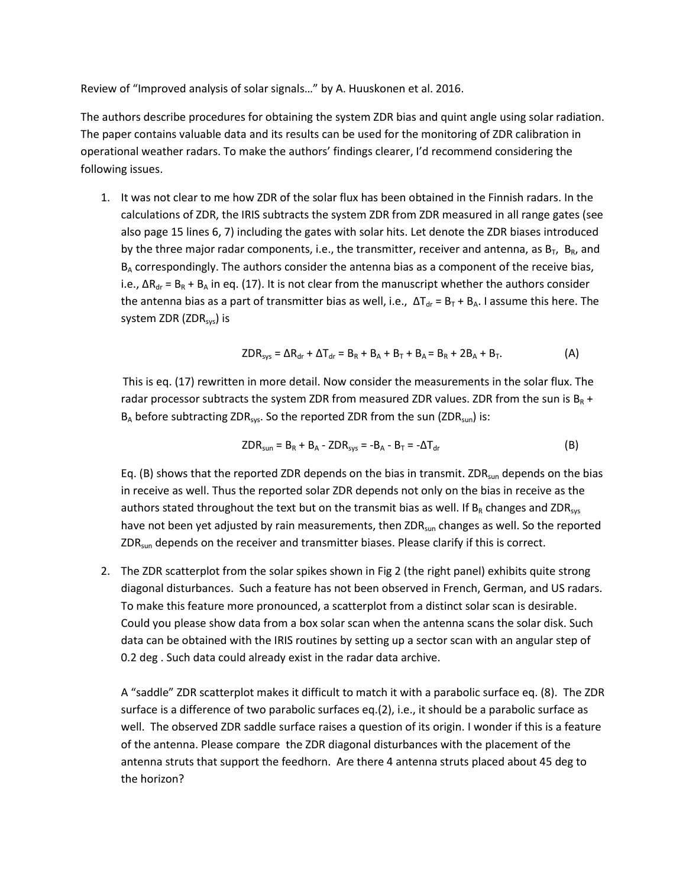Review of "Improved analysis of solar signals…" by A. Huuskonen et al. 2016.

The authors describe procedures for obtaining the system ZDR bias and quint angle using solar radiation. The paper contains valuable data and its results can be used for the monitoring of ZDR calibration in operational weather radars. To make the authors' findings clearer, I'd recommend considering the following issues.

1. It was not clear to me how ZDR of the solar flux has been obtained in the Finnish radars. In the calculations of ZDR, the IRIS subtracts the system ZDR from ZDR measured in all range gates (see also page 15 lines 6, 7) including the gates with solar hits. Let denote the ZDR biases introduced by the three major radar components, i.e., the transmitter, receiver and antenna, as $B_T$, $B_R$, and $B_A$ correspondingly. The authors consider the antenna bias as a component of the receive bias, i.e., $\Delta R_{dr} = B_R + B_A$ in eq. (17). It is not clear from the manuscript whether the authors consider the antenna bias as a part of transmitter bias as well, i.e., $\Delta T_{dr} = B_T + B_A$. I assume this here. The system ZDR ($ZDR_{sys}$) is

$$ZDR_{sys} = \Delta R_{dr} + \Delta T_{dr} = B_R + B_A + B_T + B_A = B_R + 2B_A + B_T. \qquad \text{(A)}$$

This is eq. (17) rewritten in more detail. Now consider the measurements in the solar flux. The radar processor subtracts the system ZDR from measured ZDR values. ZDR from the sun is $B_R + B_A$ before subtracting $ZDR_{sys}$. So the reported ZDR from the sun ($ZDR_{sun}$) is:

$$ZDR_{sun} = B_R + B_A - ZDR_{sys} = -B_A - B_T = -\Delta T_{dr} \qquad \text{(B)}$$

Eq. (B) shows that the reported ZDR depends on the bias in transmit. $ZDR_{sun}$ depends on the bias in receive as well. Thus the reported solar ZDR depends not only on the bias in receive as the authors stated throughout the text but on the transmit bias as well. If $B_R$ changes and $ZDR_{sys}$ have not been yet adjusted by rain measurements, then $ZDR_{sun}$ changes as well. So the reported $ZDR_{sun}$ depends on the receiver and transmitter biases. Please clarify if this is correct.

2. The ZDR scatterplot from the solar spikes shown in Fig 2 (the right panel) exhibits quite strong diagonal disturbances. Such a feature has not been observed in French, German, and US radars. To make this feature more pronounced, a scatterplot from a distinct solar scan is desirable. Could you please show data from a box solar scan when the antenna scans the solar disk. Such data can be obtained with the IRIS routines by setting up a sector scan with an angular step of 0.2 deg . Such data could already exist in the radar data archive.

   A "saddle" ZDR scatterplot makes it difficult to match it with a parabolic surface eq. (8). The ZDR surface is a difference of two parabolic surfaces eq.(2), i.e., it should be a parabolic surface as well. The observed ZDR saddle surface raises a question of its origin. I wonder if this is a feature of the antenna. Please compare the ZDR diagonal disturbances with the placement of the antenna struts that support the feedhorn. Are there 4 antenna struts placed about 45 deg to the horizon?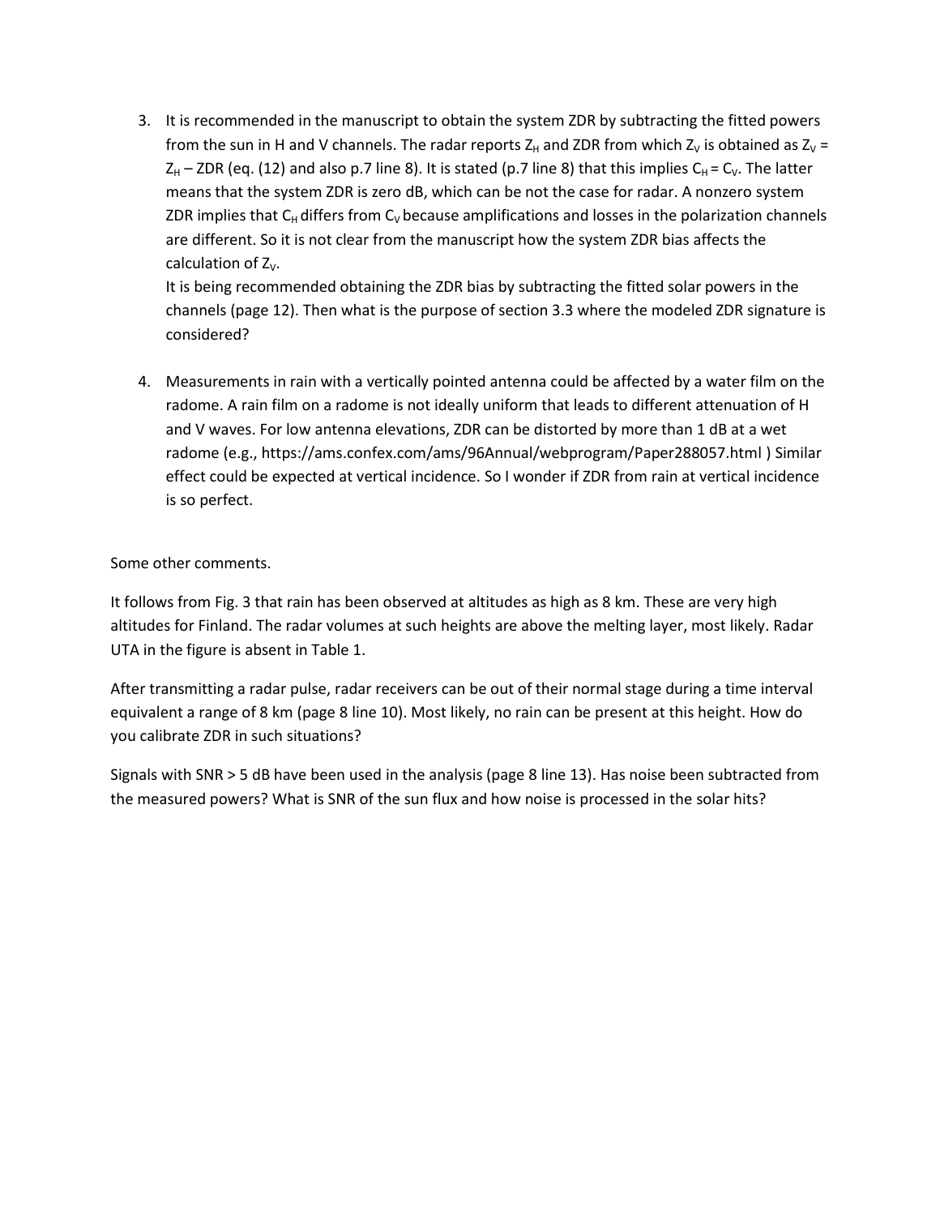3. It is recommended in the manuscript to obtain the system ZDR by subtracting the fitted powers from the sun in H and V channels. The radar reports $Z_H$ and ZDR from which $Z_V$ is obtained as $Z_V = Z_H - ZDR$ (eq. (12) and also p.7 line 8). It is stated (p.7 line 8) that this implies $C_H = C_V$. The latter means that the system ZDR is zero dB, which can be not the case for radar. A nonzero system ZDR implies that $C_H$ differs from $C_V$ because amplifications and losses in the polarization channels are different. So it is not clear from the manuscript how the system ZDR bias affects the calculation of $Z_V$.

   It is being recommended obtaining the ZDR bias by subtracting the fitted solar powers in the channels (page 12). Then what is the purpose of section 3.3 where the modeled ZDR signature is considered?

4. Measurements in rain with a vertically pointed antenna could be affected by a water film on the radome. A rain film on a radome is not ideally uniform that leads to different attenuation of H and V waves. For low antenna elevations, ZDR can be distorted by more than 1 dB at a wet radome (e.g., https://ams.confex.com/ams/96Annual/webprogram/Paper288057.html ) Similar effect could be expected at vertical incidence. So I wonder if ZDR from rain at vertical incidence is so perfect.

Some other comments.

It follows from Fig. 3 that rain has been observed at altitudes as high as 8 km. These are very high altitudes for Finland. The radar volumes at such heights are above the melting layer, most likely. Radar UTA in the figure is absent in Table 1.

After transmitting a radar pulse, radar receivers can be out of their normal stage during a time interval equivalent a range of 8 km (page 8 line 10). Most likely, no rain can be present at this height. How do you calibrate ZDR in such situations?

Signals with SNR > 5 dB have been used in the analysis (page 8 line 13). Has noise been subtracted from the measured powers? What is SNR of the sun flux and how noise is processed in the solar hits?